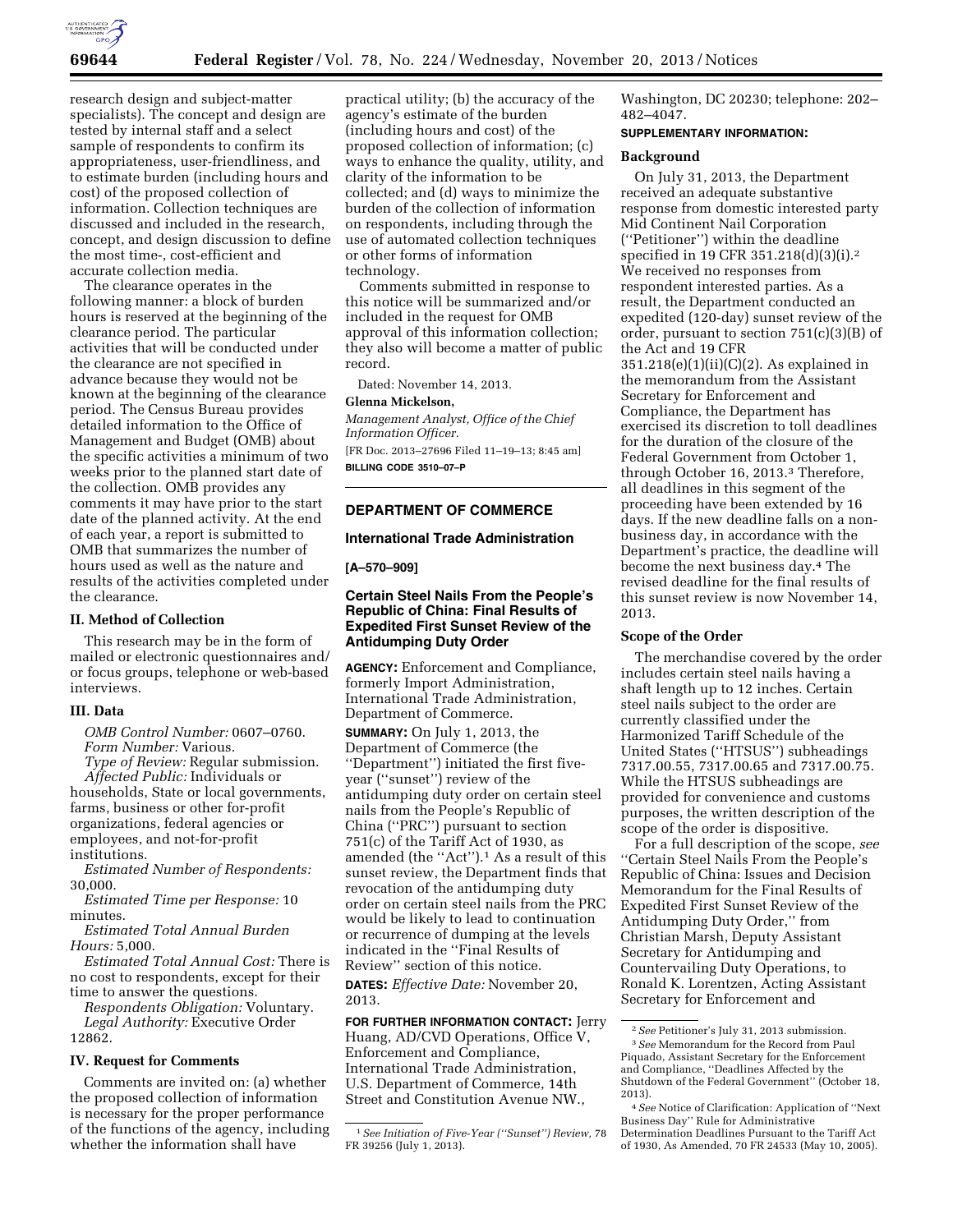research design and subject-matter specialists). The concept and design are tested by internal staff and a select sample of respondents to confirm its appropriateness, user-friendliness, and to estimate burden (including hours and cost) of the proposed collection of information. Collection techniques are discussed and included in the research, concept, and design discussion to define the most time-, cost-efficient and accurate collection media.

The clearance operates in the following manner: a block of burden hours is reserved at the beginning of the clearance period. The particular activities that will be conducted under the clearance are not specified in advance because they would not be known at the beginning of the clearance period. The Census Bureau provides detailed information to the Office of Management and Budget (OMB) about the specific activities a minimum of two weeks prior to the planned start date of the collection. OMB provides any comments it may have prior to the start date of the planned activity. At the end of each year, a report is submitted to OMB that summarizes the number of hours used as well as the nature and results of the activities completed under the clearance.

## II. Method of Collection

This research may be in the form of mailed or electronic questionnaires and/or focus groups, telephone or web-based interviews.

## III. Data

*OMB Control Number:* 0607–0760.

*Form Number:* Various.

*Type of Review:* Regular submission.

*Affected Public:* Individuals or households, State or local governments, farms, business or other for-profit organizations, federal agencies or employees, and not-for-profit institutions.

*Estimated Number of Respondents:* 30,000.

*Estimated Time per Response:* 10 minutes.

*Estimated Total Annual Burden Hours:* 5,000.

*Estimated Total Annual Cost:* There is no cost to respondents, except for their time to answer the questions.

*Respondents Obligation:* Voluntary.

*Legal Authority:* Executive Order 12862.

## IV. Request for Comments

Comments are invited on: (a) whether the proposed collection of information is necessary for the proper performance of the functions of the agency, including whether the information shall have practical utility; (b) the accuracy of the agency's estimate of the burden (including hours and cost) of the proposed collection of information; (c) ways to enhance the quality, utility, and clarity of the information to be collected; and (d) ways to minimize the burden of the collection of information on respondents, including through the use of automated collection techniques or other forms of information technology.

Comments submitted in response to this notice will be summarized and/or included in the request for OMB approval of this information collection; they also will become a matter of public record.

Dated: November 14, 2013.

**Glenna Mickelson,**

*Management Analyst, Office of the Chief Information Officer.*

[FR Doc. 2013–27696 Filed 11–19–13; 8:45 am]

**BILLING CODE 3510–07–P**

---

# DEPARTMENT OF COMMERCE

## International Trade Administration

**[A–570–909]**

## Certain Steel Nails From the People's Republic of China: Final Results of Expedited First Sunset Review of the Antidumping Duty Order

**AGENCY:** Enforcement and Compliance, formerly Import Administration, International Trade Administration, Department of Commerce.

**SUMMARY:** On July 1, 2013, the Department of Commerce (the "Department") initiated the first five-year ("sunset") review of the antidumping duty order on certain steel nails from the People's Republic of China ("PRC") pursuant to section 751(c) of the Tariff Act of 1930, as amended (the "Act").[1] As a result of this sunset review, the Department finds that revocation of the antidumping duty order on certain steel nails from the PRC would be likely to lead to continuation or recurrence of dumping at the levels indicated in the "Final Results of Review" section of this notice.

**DATES:** *Effective Date:* November 20, 2013.

**FOR FURTHER INFORMATION CONTACT:** Jerry Huang, AD/CVD Operations, Office V, Enforcement and Compliance, International Trade Administration, U.S. Department of Commerce, 14th Street and Constitution Avenue NW., Washington, DC 20230; telephone: 202–482–4047.

**SUPPLEMENTARY INFORMATION:**

### Background

On July 31, 2013, the Department received an adequate substantive response from domestic interested party Mid Continent Nail Corporation ("Petitioner") within the deadline specified in 19 CFR 351.218(d)(3)(i).[2] We received no responses from respondent interested parties. As a result, the Department conducted an expedited (120-day) sunset review of the order, pursuant to section 751(c)(3)(B) of the Act and 19 CFR 351.218(e)(1)(ii)(C)(2). As explained in the memorandum from the Assistant Secretary for Enforcement and Compliance, the Department has exercised its discretion to toll deadlines for the duration of the closure of the Federal Government from October 1, through October 16, 2013.[3] Therefore, all deadlines in this segment of the proceeding have been extended by 16 days. If the new deadline falls on a non-business day, in accordance with the Department's practice, the deadline will become the next business day.[4] The revised deadline for the final results of this sunset review is now November 14, 2013.

### Scope of the Order

The merchandise covered by the order includes certain steel nails having a shaft length up to 12 inches. Certain steel nails subject to the order are currently classified under the Harmonized Tariff Schedule of the United States ("HTSUS") subheadings 7317.00.55, 7317.00.65 and 7317.00.75. While the HTSUS subheadings are provided for convenience and customs purposes, the written description of the scope of the order is dispositive.

For a full description of the scope, *see* "Certain Steel Nails From the People's Republic of China: Issues and Decision Memorandum for the Final Results of Expedited First Sunset Review of the Antidumping Duty Order," from Christian Marsh, Deputy Assistant Secretary for Antidumping and Countervailing Duty Operations, to Ronald K. Lorentzen, Acting Assistant Secretary for Enforcement and

---

[1] *See Initiation of Five-Year ("Sunset") Review,* 78 FR 39256 (July 1, 2013).

[2] *See* Petitioner's July 31, 2013 submission.

[3] *See* Memorandum for the Record from Paul Piquado, Assistant Secretary for the Enforcement and Compliance, "Deadlines Affected by the Shutdown of the Federal Government" (October 18, 2013).

[4] *See* Notice of Clarification: Application of "Next Business Day" Rule for Administrative Determination Deadlines Pursuant to the Tariff Act of 1930, As Amended, 70 FR 24533 (May 10, 2005).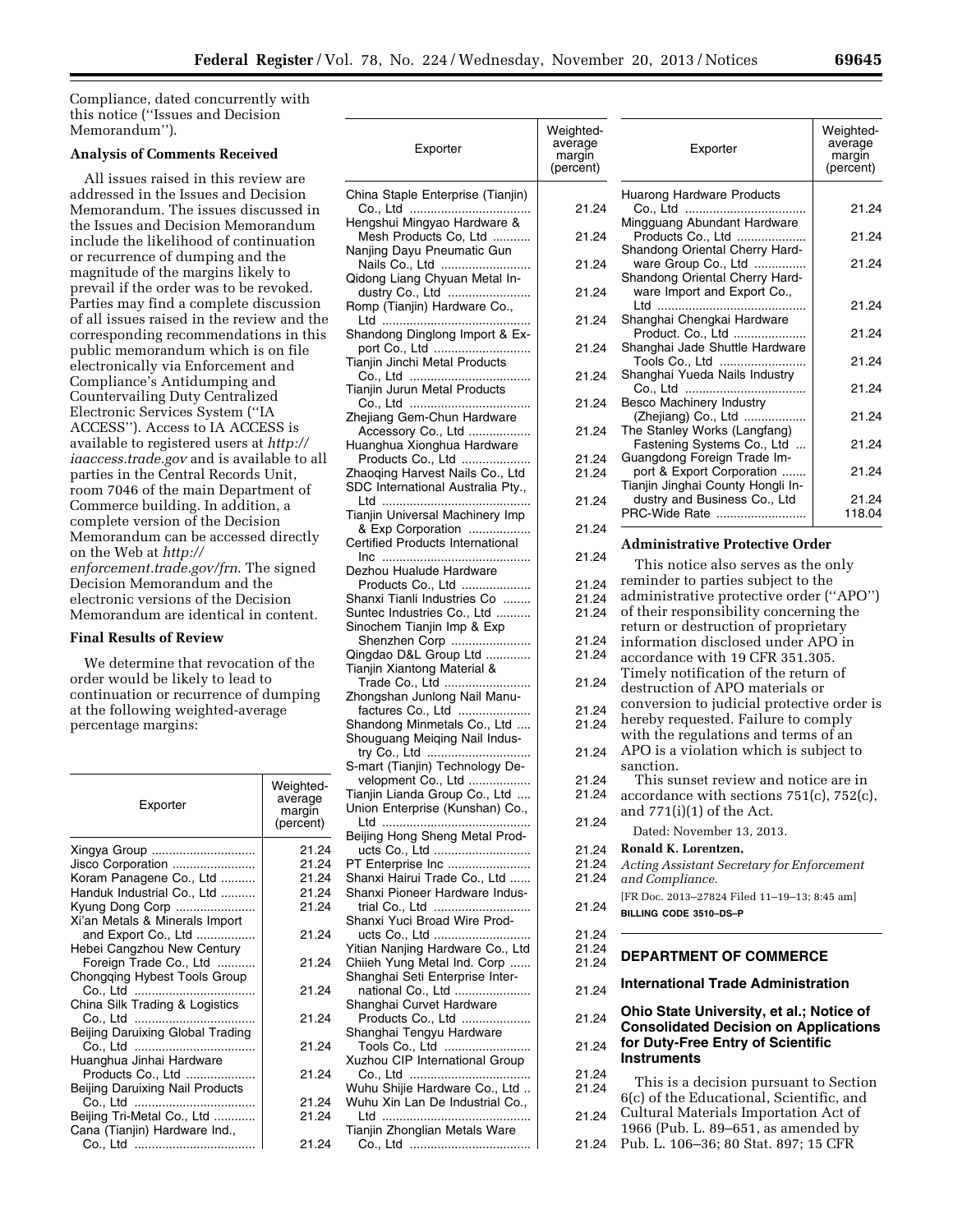Compliance, dated concurrently with this notice (''Issues and Decision Memorandum'').

**Analysis of Comments Received**

All issues raised in this review are addressed in the Issues and Decision Memorandum. The issues discussed in the Issues and Decision Memorandum include the likelihood of continuation or recurrence of dumping and the magnitude of the margins likely to prevail if the order was to be revoked. Parties may find a complete discussion of all issues raised in the review and the corresponding recommendations in this public memorandum which is on file electronically via Enforcement and Compliance's Antidumping and Countervailing Duty Centralized Electronic Services System (''IA ACCESS''). Access to IA ACCESS is available to registered users at *http://iaaccess.trade.gov* and is available to all parties in the Central Records Unit, room 7046 of the main Department of Commerce building. In addition, a complete version of the Decision Memorandum can be accessed directly on the Web at *http://enforcement.trade.gov/frn*. The signed Decision Memorandum and the electronic versions of the Decision Memorandum are identical in content.

**Final Results of Review**

We determine that revocation of the order would be likely to lead to continuation or recurrence of dumping at the following weighted-average percentage margins:

| Exporter | Weighted-average margin (percent) |
|---|---|
| Xingya Group | 21.24 |
| Jisco Corporation | 21.24 |
| Koram Panagene Co., Ltd | 21.24 |
| Handuk Industrial Co., Ltd | 21.24 |
| Kyung Dong Corp | 21.24 |
| Xi'an Metals & Minerals Import and Export Co., Ltd | 21.24 |
| Hebei Cangzhou New Century Foreign Trade Co., Ltd | 21.24 |
| Chongqing Hybest Tools Group Co., Ltd | 21.24 |
| China Silk Trading & Logistics Co., Ltd | 21.24 |
| Beijing Daruixing Global Trading Co., Ltd | 21.24 |
| Huanghua Jinhai Hardware Products Co., Ltd | 21.24 |
| Beijing Daruixing Nail Products Co., Ltd | 21.24 |
| Beijing Tri-Metal Co., Ltd | 21.24 |
| Cana (Tianjin) Hardware Ind., Co., Ltd | 21.24 |
| China Staple Enterprise (Tianjin) Co., Ltd | 21.24 |
| Hengshui Mingyao Hardware & Mesh Products Co, Ltd | 21.24 |
| Nanjing Dayu Pneumatic Gun Nails Co., Ltd | 21.24 |
| Qidong Liang Chyuan Metal Industry Co., Ltd | 21.24 |
| Romp (Tianjin) Hardware Co., Ltd | 21.24 |
| Shandong Dinglong Import & Export Co., Ltd | 21.24 |
| Tianjin Jinchi Metal Products Co., Ltd | 21.24 |
| Tianjin Jurun Metal Products Co., Ltd | 21.24 |
| Zhejiang Gem-Chun Hardware Accessory Co., Ltd | 21.24 |
| Huanghua Xionghua Hardware Products Co., Ltd | 21.24 |
| Zhaoqing Harvest Nails Co., Ltd | 21.24 |
| SDC International Australia Pty., Ltd | 21.24 |
| Tianjin Universal Machinery Imp & Exp Corporation | 21.24 |
| Certified Products International Inc | 21.24 |
| Dezhou Hualude Hardware Products Co., Ltd | 21.24 |
| Shanxi Tianli Industries Co | 21.24 |
| Suntec Industries Co., Ltd | 21.24 |
| Sinochem Tianjin Imp & Exp Shenzhen Corp | 21.24 |
| Qingdao D&L Group Ltd | 21.24 |
| Tianjin Xiantong Material & Trade Co., Ltd | 21.24 |
| Zhongshan Junlong Nail Manufactures Co., Ltd | 21.24 |
| Shandong Minmetals Co., Ltd | 21.24 |
| Shouguang Meiqing Nail Industry Co., Ltd | 21.24 |
| S-mart (Tianjin) Technology Development Co., Ltd | 21.24 |
| Tianjin Lianda Group Co., Ltd | 21.24 |
| Union Enterprise (Kunshan) Co., Ltd | 21.24 |
| Beijing Hong Sheng Metal Products Co., Ltd | 21.24 |
| PT Enterprise Inc | 21.24 |
| Shanxi Hairui Trade Co., Ltd | 21.24 |
| Shanxi Pioneer Hardware Industrial Co., Ltd | 21.24 |
| Shanxi Yuci Broad Wire Products Co., Ltd | 21.24 |
| Yitian Nanjing Hardware Co., Ltd | 21.24 |
| Chiieh Yung Metal Ind. Corp | 21.24 |
| Shanghai Seti Enterprise International Co., Ltd | 21.24 |
| Shanghai Curvet Hardware Products Co., Ltd | 21.24 |
| Shanghai Tengyu Hardware Tools Co., Ltd | 21.24 |
| Xuzhou CIP International Group Co., Ltd | 21.24 |
| Wuhu Shijie Hardware Co., Ltd | 21.24 |
| Wuhu Xin Lan De Industrial Co., Ltd | 21.24 |
| Tianjin Zhonglian Metals Ware Co., Ltd | 21.24 |
| Huarong Hardware Products Co., Ltd | 21.24 |
| Mingguang Abundant Hardware Products Co., Ltd | 21.24 |
| Shandong Oriental Cherry Hardware Group Co., Ltd | 21.24 |
| Shandong Oriental Cherry Hardware Import and Export Co., Ltd | 21.24 |
| Shanghai Chengkai Hardware Product. Co., Ltd | 21.24 |
| Shanghai Jade Shuttle Hardware Tools Co., Ltd | 21.24 |
| Shanghai Yueda Nails Industry Co., Ltd | 21.24 |
| Besco Machinery Industry (Zhejiang) Co., Ltd | 21.24 |
| The Stanley Works (Langfang) Fastening Systems Co., Ltd | 21.24 |
| Guangdong Foreign Trade Import & Export Corporation | 21.24 |
| Tianjin Jinghai County Hongli Industry and Business Co., Ltd | 21.24 |
| PRC-Wide Rate | 118.04 |

**Administrative Protective Order**

This notice also serves as the only reminder to parties subject to the administrative protective order (''APO'') of their responsibility concerning the return or destruction of proprietary information disclosed under APO in accordance with 19 CFR 351.305. Timely notification of the return of destruction of APO materials or conversion to judicial protective order is hereby requested. Failure to comply with the regulations and terms of an APO is a violation which is subject to sanction.

This sunset review and notice are in accordance with sections 751(c), 752(c), and 771(i)(1) of the Act.

Dated: November 13, 2013.

**Ronald K. Lorentzen,**

*Acting Assistant Secretary for Enforcement and Compliance.*

[FR Doc. 2013–27824 Filed 11–19–13; 8:45 am]

**BILLING CODE 3510–DS–P**

## DEPARTMENT OF COMMERCE

### International Trade Administration

### Ohio State University, et al.; Notice of Consolidated Decision on Applications for Duty-Free Entry of Scientific Instruments

This is a decision pursuant to Section 6(c) of the Educational, Scientific, and Cultural Materials Importation Act of 1966 (Pub. L. 89–651, as amended by Pub. L. 106–36; 80 Stat. 897; 15 CFR